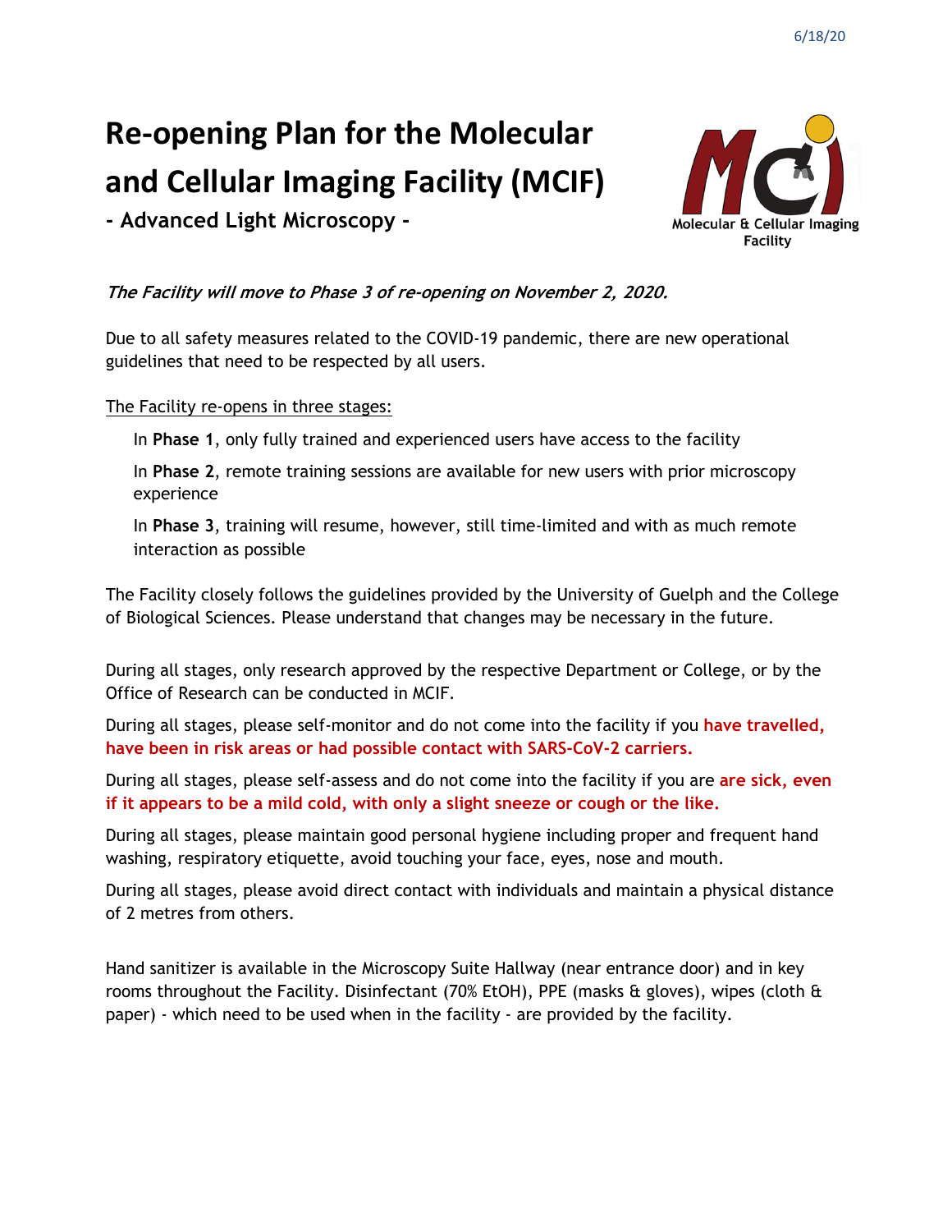6/18/20

# Re-opening Plan for the Molecular and Cellular Imaging Facility (MCIF)

## - Advanced Light Microscopy -

Molecular & Cellular Imaging Facility

***The Facility will move to Phase 3 of re-opening on November 2, 2020.***

Due to all safety measures related to the COVID-19 pandemic, there are new operational guidelines that need to be respected by all users.

The Facility re-opens in three stages:

- In **Phase 1**, only fully trained and experienced users have access to the facility
- In **Phase 2**, remote training sessions are available for new users with prior microscopy experience
- In **Phase 3**, training will resume, however, still time-limited and with as much remote interaction as possible

The Facility closely follows the guidelines provided by the University of Guelph and the College of Biological Sciences. Please understand that changes may be necessary in the future.

During all stages, only research approved by the respective Department or College, or by the Office of Research can be conducted in MCIF.

During all stages, please self-monitor and do not come into the facility if you **have travelled, have been in risk areas or had possible contact with SARS-CoV-2 carriers.**

During all stages, please self-assess and do not come into the facility if you are **are sick, even if it appears to be a mild cold, with only a slight sneeze or cough or the like.**

During all stages, please maintain good personal hygiene including proper and frequent hand washing, respiratory etiquette, avoid touching your face, eyes, nose and mouth.

During all stages, please avoid direct contact with individuals and maintain a physical distance of 2 metres from others.

Hand sanitizer is available in the Microscopy Suite Hallway (near entrance door) and in key rooms throughout the Facility. Disinfectant (70% EtOH), PPE (masks & gloves), wipes (cloth & paper) - which need to be used when in the facility - are provided by the facility.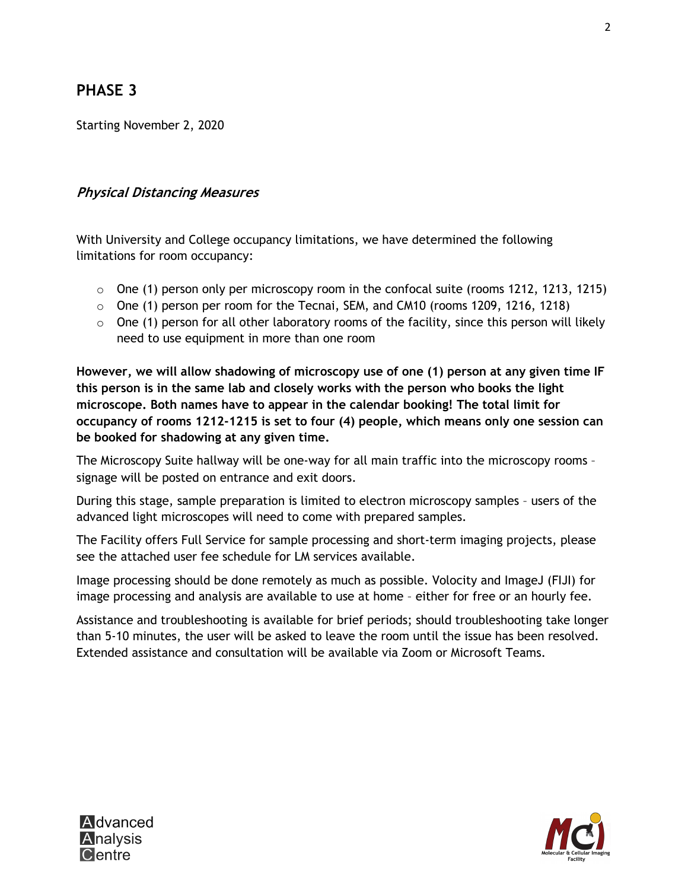## PHASE 3

Starting November 2, 2020

### *Physical Distancing Measures*

With University and College occupancy limitations, we have determined the following limitations for room occupancy:

- One (1) person only per microscopy room in the confocal suite (rooms 1212, 1213, 1215)
- One (1) person per room for the Tecnai, SEM, and CM10 (rooms 1209, 1216, 1218)
- One (1) person for all other laboratory rooms of the facility, since this person will likely need to use equipment in more than one room

**However, we will allow shadowing of microscopy use of one (1) person at any given time IF this person is in the same lab and closely works with the person who books the light microscope. Both names have to appear in the calendar booking! The total limit for occupancy of rooms 1212-1215 is set to four (4) people, which means only one session can be booked for shadowing at any given time.**

The Microscopy Suite hallway will be one-way for all main traffic into the microscopy rooms – signage will be posted on entrance and exit doors.

During this stage, sample preparation is limited to electron microscopy samples – users of the advanced light microscopes will need to come with prepared samples.

The Facility offers Full Service for sample processing and short-term imaging projects, please see the attached user fee schedule for LM services available.

Image processing should be done remotely as much as possible. Volocity and ImageJ (FIJI) for image processing and analysis are available to use at home – either for free or an hourly fee.

Assistance and troubleshooting is available for brief periods; should troubleshooting take longer than 5-10 minutes, the user will be asked to leave the room until the issue has been resolved. Extended assistance and consultation will be available via Zoom or Microsoft Teams.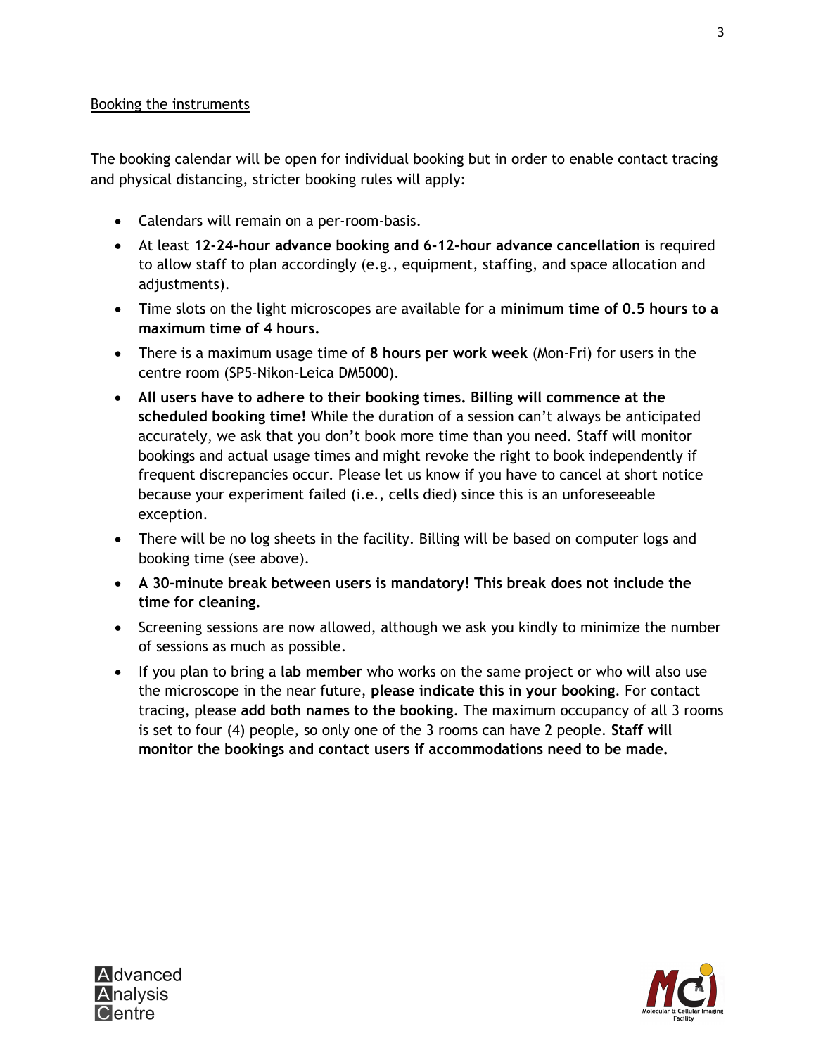Booking the instruments

The booking calendar will be open for individual booking but in order to enable contact tracing and physical distancing, stricter booking rules will apply:

- Calendars will remain on a per-room-basis.
- At least **12-24-hour advance booking and 6-12-hour advance cancellation** is required to allow staff to plan accordingly (e.g., equipment, staffing, and space allocation and adjustments).
- Time slots on the light microscopes are available for a **minimum time of 0.5 hours to a maximum time of 4 hours.**
- There is a maximum usage time of **8 hours per work week** (Mon-Fri) for users in the centre room (SP5-Nikon-Leica DM5000).
- **All users have to adhere to their booking times. Billing will commence at the scheduled booking time!** While the duration of a session can't always be anticipated accurately, we ask that you don't book more time than you need. Staff will monitor bookings and actual usage times and might revoke the right to book independently if frequent discrepancies occur. Please let us know if you have to cancel at short notice because your experiment failed (i.e., cells died) since this is an unforeseeable exception.
- There will be no log sheets in the facility. Billing will be based on computer logs and booking time (see above).
- **A 30-minute break between users is mandatory! This break does not include the time for cleaning.**
- Screening sessions are now allowed, although we ask you kindly to minimize the number of sessions as much as possible.
- If you plan to bring a **lab member** who works on the same project or who will also use the microscope in the near future, **please indicate this in your booking**. For contact tracing, please **add both names to the booking**. The maximum occupancy of all 3 rooms is set to four (4) people, so only one of the 3 rooms can have 2 people. **Staff will monitor the bookings and contact users if accommodations need to be made.**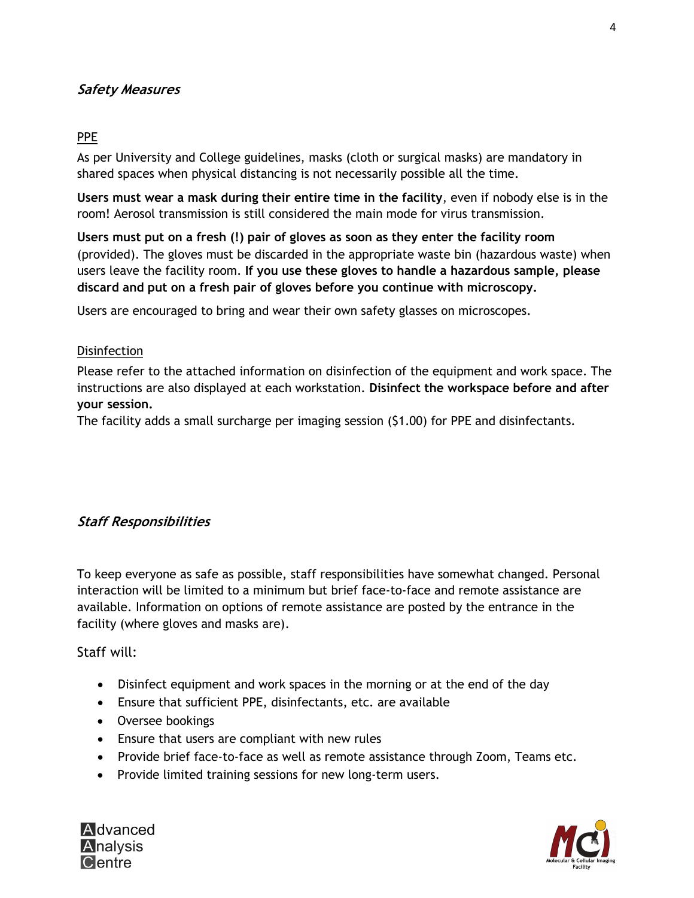## *Safety Measures*

PPE

As per University and College guidelines, masks (cloth or surgical masks) are mandatory in shared spaces when physical distancing is not necessarily possible all the time.

**Users must wear a mask during their entire time in the facility**, even if nobody else is in the room! Aerosol transmission is still considered the main mode for virus transmission.

**Users must put on a fresh (!) pair of gloves as soon as they enter the facility room** (provided). The gloves must be discarded in the appropriate waste bin (hazardous waste) when users leave the facility room. **If you use these gloves to handle a hazardous sample, please discard and put on a fresh pair of gloves before you continue with microscopy.**

Users are encouraged to bring and wear their own safety glasses on microscopes.

Disinfection

Please refer to the attached information on disinfection of the equipment and work space. The instructions are also displayed at each workstation. **Disinfect the workspace before and after your session.**
The facility adds a small surcharge per imaging session ($1.00) for PPE and disinfectants.

## *Staff Responsibilities*

To keep everyone as safe as possible, staff responsibilities have somewhat changed. Personal interaction will be limited to a minimum but brief face-to-face and remote assistance are available. Information on options of remote assistance are posted by the entrance in the facility (where gloves and masks are).

Staff will:

- Disinfect equipment and work spaces in the morning or at the end of the day
- Ensure that sufficient PPE, disinfectants, etc. are available
- Oversee bookings
- Ensure that users are compliant with new rules
- Provide brief face-to-face as well as remote assistance through Zoom, Teams etc.
- Provide limited training sessions for new long-term users.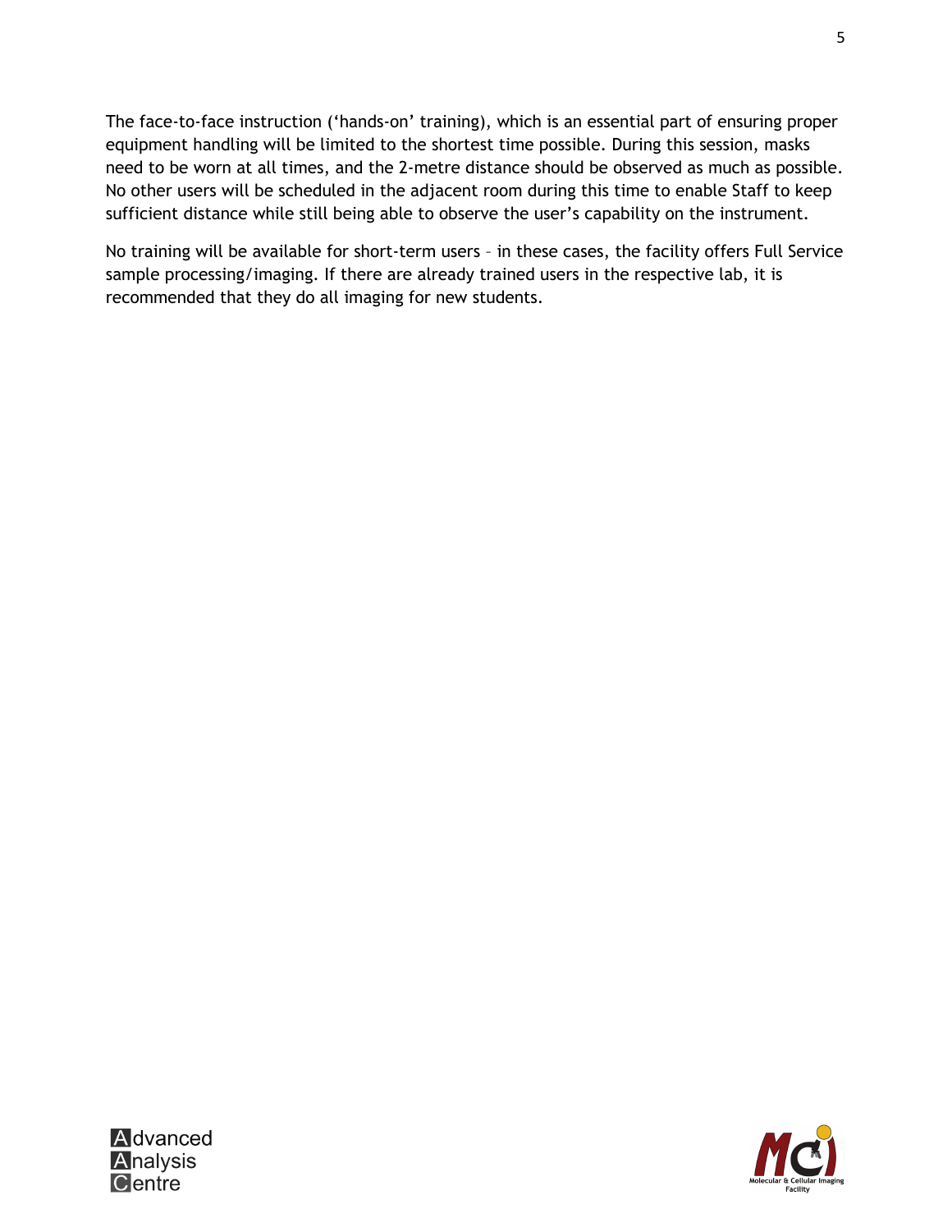The face-to-face instruction ('hands-on' training), which is an essential part of ensuring proper equipment handling will be limited to the shortest time possible. During this session, masks need to be worn at all times, and the 2-metre distance should be observed as much as possible. No other users will be scheduled in the adjacent room during this time to enable Staff to keep sufficient distance while still being able to observe the user's capability on the instrument.

No training will be available for short-term users – in these cases, the facility offers Full Service sample processing/imaging. If there are already trained users in the respective lab, it is recommended that they do all imaging for new students.